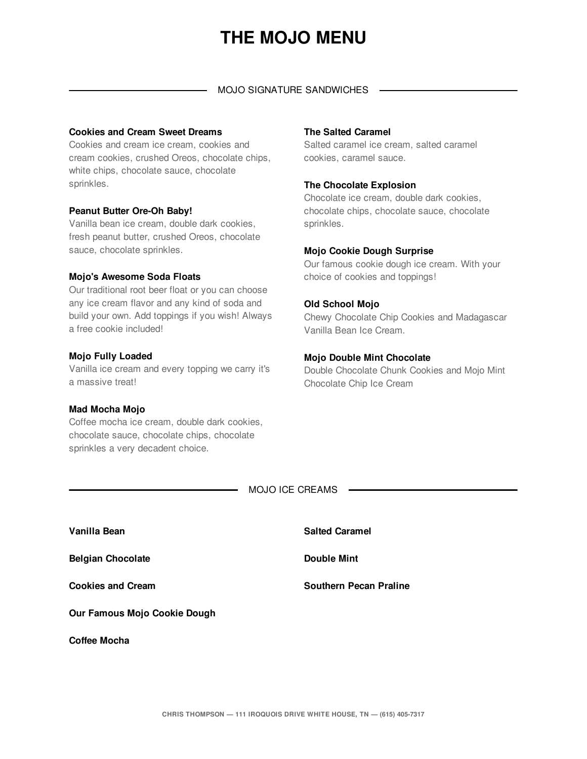# THE MOJO MENU

## MOJO SIGNATURE SANDWICHES

**Cookies and Cream Sweet Dreams**
Cookies and cream ice cream, cookies and cream cookies, crushed Oreos, chocolate chips, white chips, chocolate sauce, chocolate sprinkles.

**Peanut Butter Ore-Oh Baby!**
Vanilla bean ice cream, double dark cookies, fresh peanut butter, crushed Oreos, chocolate sauce, chocolate sprinkles.

**Mojo's Awesome Soda Floats**
Our traditional root beer float or you can choose any ice cream flavor and any kind of soda and build your own. Add toppings if you wish! Always a free cookie included!

**Mojo Fully Loaded**
Vanilla ice cream and every topping we carry it's a massive treat!

**Mad Mocha Mojo**
Coffee mocha ice cream, double dark cookies, chocolate sauce, chocolate chips, chocolate sprinkles a very decadent choice.

**The Salted Caramel**
Salted caramel ice cream, salted caramel cookies, caramel sauce.

**The Chocolate Explosion**
Chocolate ice cream, double dark cookies, chocolate chips, chocolate sauce, chocolate sprinkles.

**Mojo Cookie Dough Surprise**
Our famous cookie dough ice cream. With your choice of cookies and toppings!

**Old School Mojo**
Chewy Chocolate Chip Cookies and Madagascar Vanilla Bean Ice Cream.

**Mojo Double Mint Chocolate**
Double Chocolate Chunk Cookies and Mojo Mint Chocolate Chip Ice Cream

## MOJO ICE CREAMS

**Vanilla Bean**

**Belgian Chocolate**

**Cookies and Cream**

**Our Famous Mojo Cookie Dough**

**Coffee Mocha**

**Salted Caramel**

**Double Mint**

**Southern Pecan Praline**

CHRIS THOMPSON — 111 IROQUOIS DRIVE WHITE HOUSE, TN — (615) 405-7317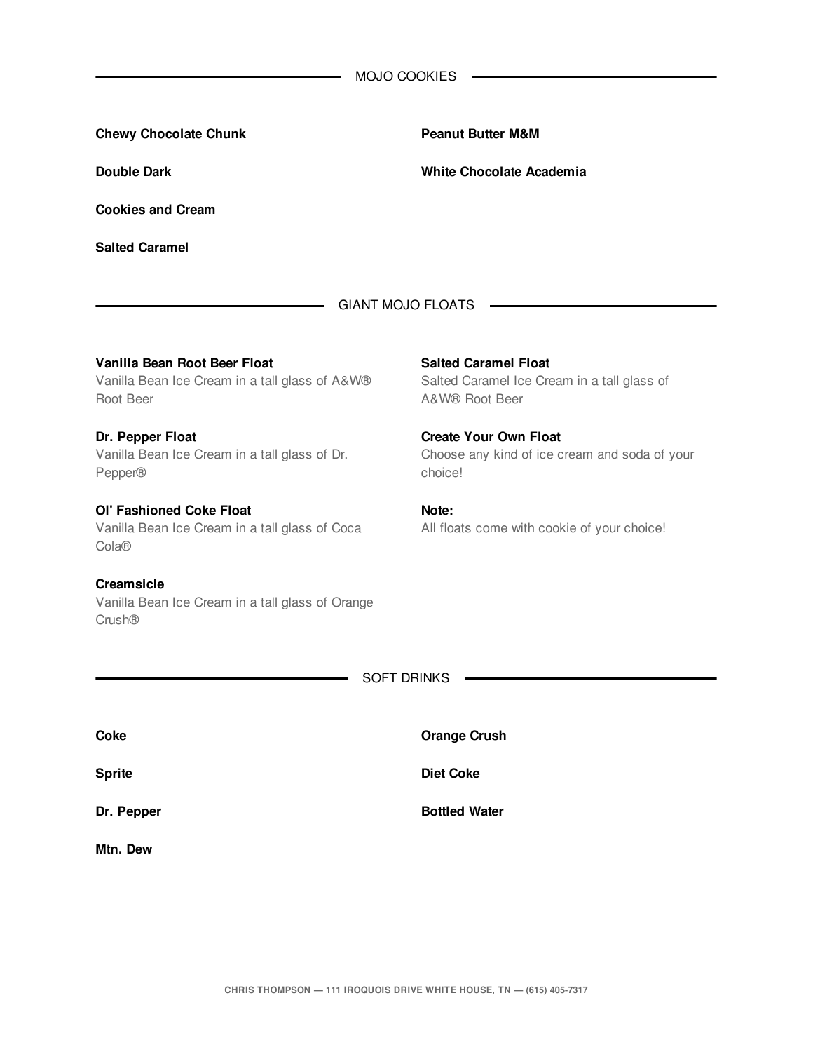## MOJO COOKIES

**Chewy Chocolate Chunk**

**Double Dark**

**Cookies and Cream**

**Salted Caramel**

**Peanut Butter M&M**

**White Chocolate Academia**

## GIANT MOJO FLOATS

**Vanilla Bean Root Beer Float**
Vanilla Bean Ice Cream in a tall glass of A&W® Root Beer

**Dr. Pepper Float**
Vanilla Bean Ice Cream in a tall glass of Dr. Pepper®

**Ol' Fashioned Coke Float**
Vanilla Bean Ice Cream in a tall glass of Coca Cola®

**Creamsicle**
Vanilla Bean Ice Cream in a tall glass of Orange Crush®

**Salted Caramel Float**
Salted Caramel Ice Cream in a tall glass of A&W® Root Beer

**Create Your Own Float**
Choose any kind of ice cream and soda of your choice!

**Note:**
All floats come with cookie of your choice!

## SOFT DRINKS

**Coke**

**Sprite**

**Dr. Pepper**

**Mtn. Dew**

**Orange Crush**

**Diet Coke**

**Bottled Water**

CHRIS THOMPSON — 111 IROQUOIS DRIVE WHITE HOUSE, TN — (615) 405-7317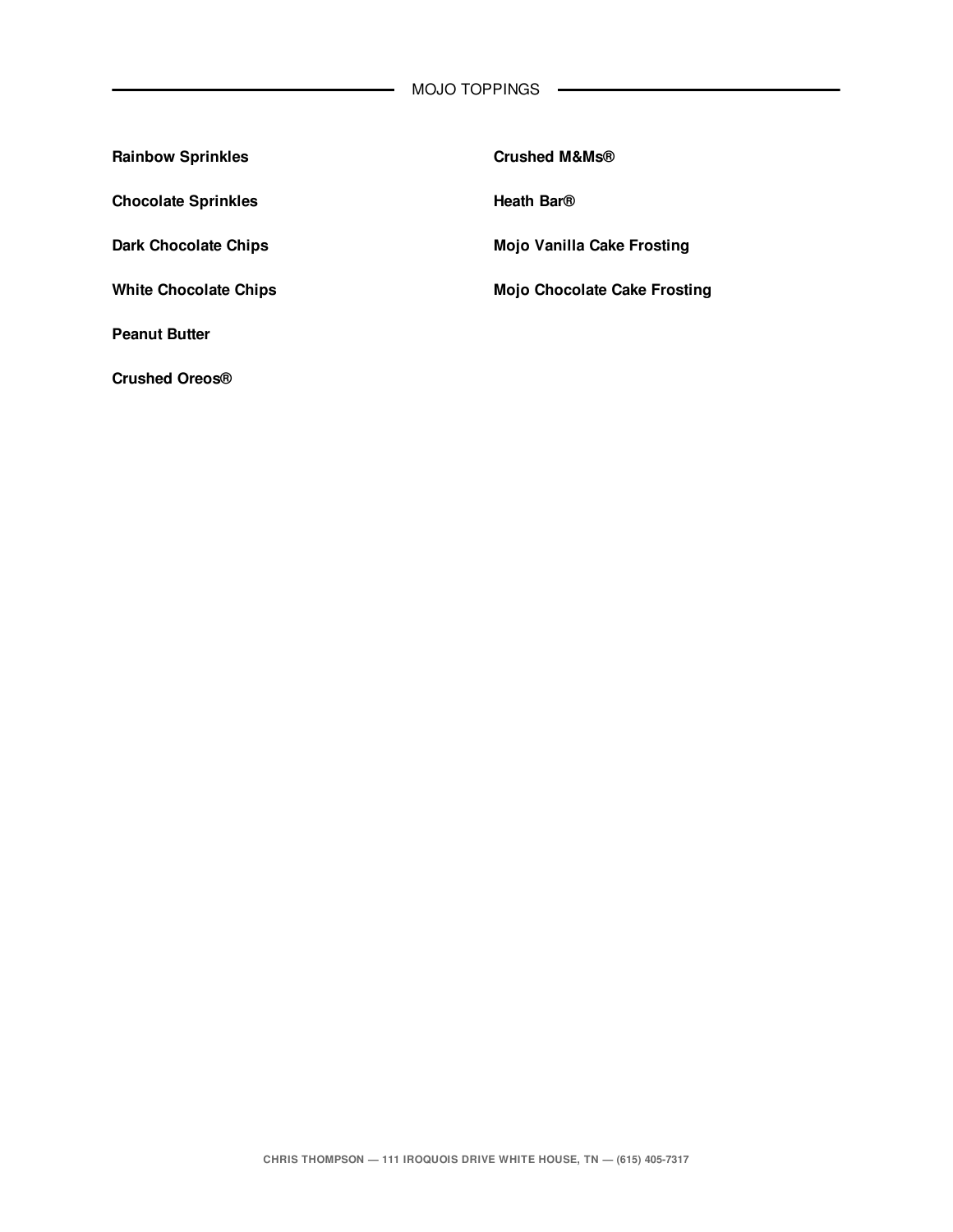## MOJO TOPPINGS

**Rainbow Sprinkles**

**Chocolate Sprinkles**

**Dark Chocolate Chips**

**White Chocolate Chips**

**Peanut Butter**

**Crushed Oreos®**

**Crushed M&Ms®**

**Heath Bar®**

**Mojo Vanilla Cake Frosting**

**Mojo Chocolate Cake Frosting**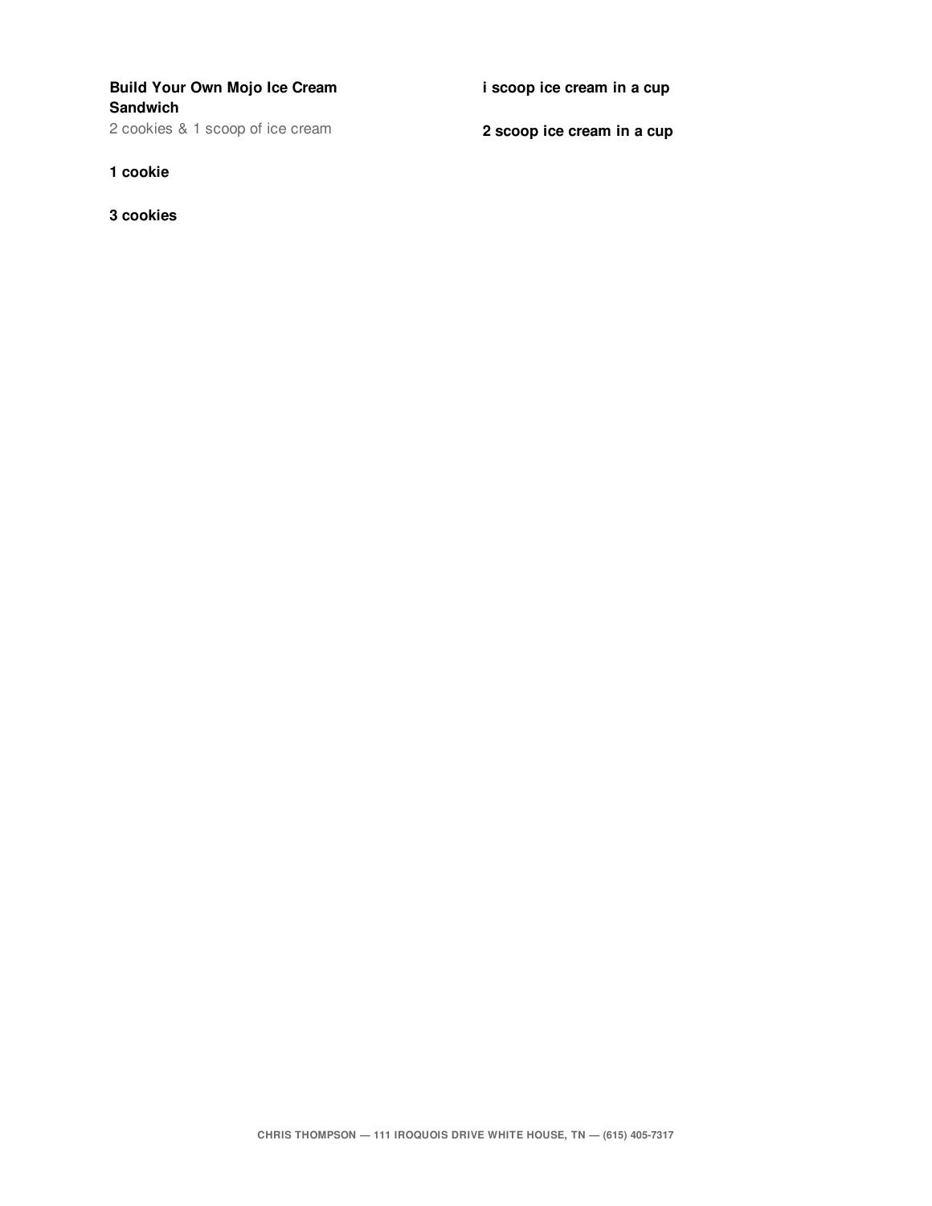**Build Your Own Mojo Ice Cream Sandwich**
2 cookies & 1 scoop of ice cream

**1 cookie**

**3 cookies**

**i scoop ice cream in a cup**

**2 scoop ice cream in a cup**

CHRIS THOMPSON — 111 IROQUOIS DRIVE WHITE HOUSE, TN — (615) 405-7317